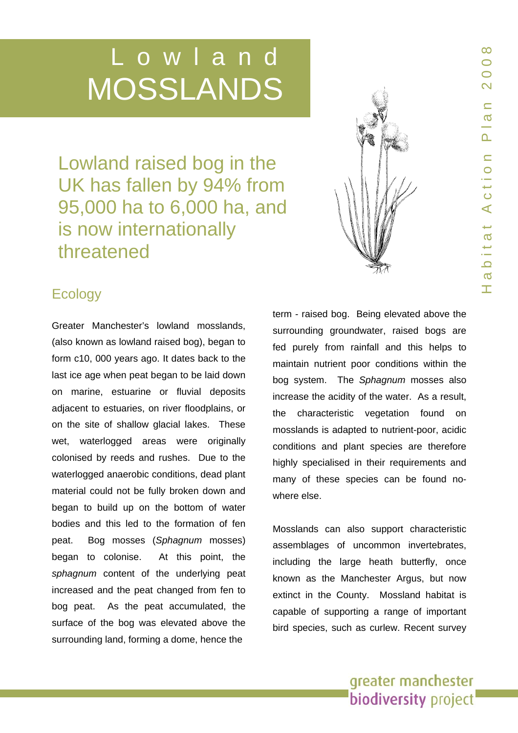# Lowland MOSSLANDS

## Lowland raised bog in the UK has fallen by 94% from 95,000 ha to 6,000 ha, and is now internationally threatened

## Ecology

Greater Manchester's lowland mosslands, (also known as lowland raised bog), began to form c10, 000 years ago. It dates back to the last ice age when peat began to be laid down on marine, estuarine or fluvial deposits adjacent to estuaries, on river floodplains, or on the site of shallow glacial lakes. These wet, waterlogged areas were originally colonised by reeds and rushes. Due to the waterlogged anaerobic conditions, dead plant material could not be fully broken down and began to build up on the bottom of water bodies and this led to the formation of fen peat. Bog mosses (*Sphagnum* mosses) began to colonise. At this point, the *sphagnum* content of the underlying peat increased and the peat changed from fen to bog peat. As the peat accumulated, the surface of the bog was elevated above the surrounding land, forming a dome, hence the term - raised bog. Being elevated above the surrounding groundwater, raised bogs are fed purely from rainfall and this helps to maintain nutrient poor conditions within the bog system. The *Sphagnum* mosses also increase the acidity of the water. As a result, the characteristic vegetation found on mosslands is adapted to nutrient-poor, acidic conditions and plant species are therefore highly specialised in their requirements and many of these species can be found no-where else.

Mosslands can also support characteristic assemblages of uncommon invertebrates, including the large heath butterfly, once known as the Manchester Argus, but now extinct in the County. Mossland habitat is capable of supporting a range of important bird species, such as curlew. Recent survey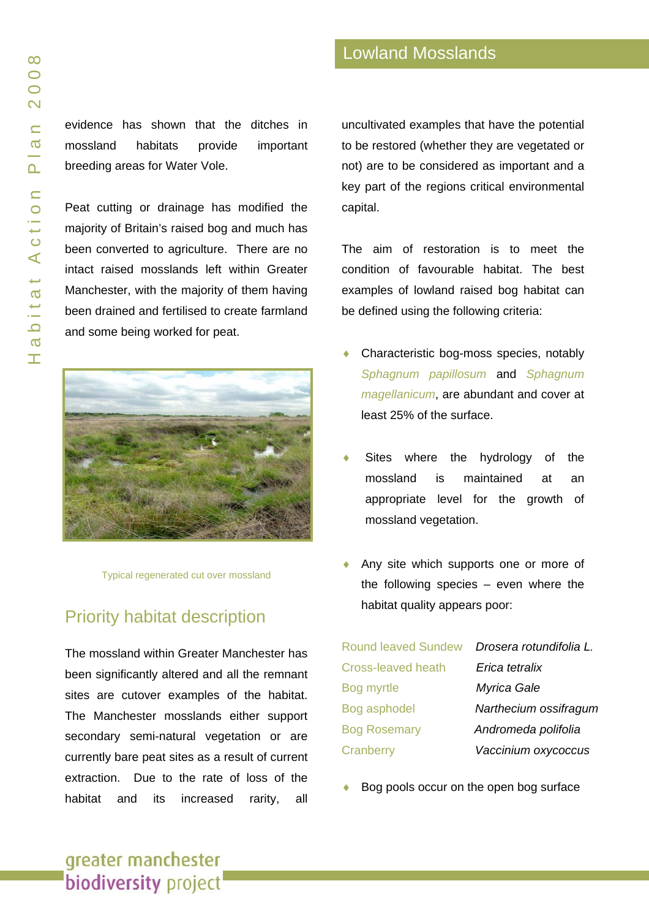evidence has shown that the ditches in mossland habitats provide important breeding areas for Water Vole.

Peat cutting or drainage has modified the majority of Britain's raised bog and much has been converted to agriculture. There are no intact raised mosslands left within Greater Manchester, with the majority of them having been drained and fertilised to create farmland and some being worked for peat.

Typical regenerated cut over mossland

## Priority habitat description

The mossland within Greater Manchester has been significantly altered and all the remnant sites are cutover examples of the habitat. The Manchester mosslands either support secondary semi-natural vegetation or are currently bare peat sites as a result of current extraction. Due to the rate of loss of the habitat and its increased rarity, all uncultivated examples that have the potential to be restored (whether they are vegetated or not) are to be considered as important and a key part of the regions critical environmental capital.

The aim of restoration is to meet the condition of favourable habitat. The best examples of lowland raised bog habitat can be defined using the following criteria:

- Characteristic bog-moss species, notably *Sphagnum papillosum* and *Sphagnum magellanicum*, are abundant and cover at least 25% of the surface.
- Sites where the hydrology of the mossland is maintained at an appropriate level for the growth of mossland vegetation.
- Any site which supports one or more of the following species – even where the habitat quality appears poor:

| | |
|---|---|
| Round leaved Sundew | *Drosera rotundifolia L.* |
| Cross-leaved heath | *Erica tetralix* |
| Bog myrtle | *Myrica Gale* |
| Bog asphodel | *Narthecium ossifragum* |
| Bog Rosemary | *Andromeda polifolia* |
| Cranberry | *Vaccinium oxycoccus* |

- Bog pools occur on the open bog surface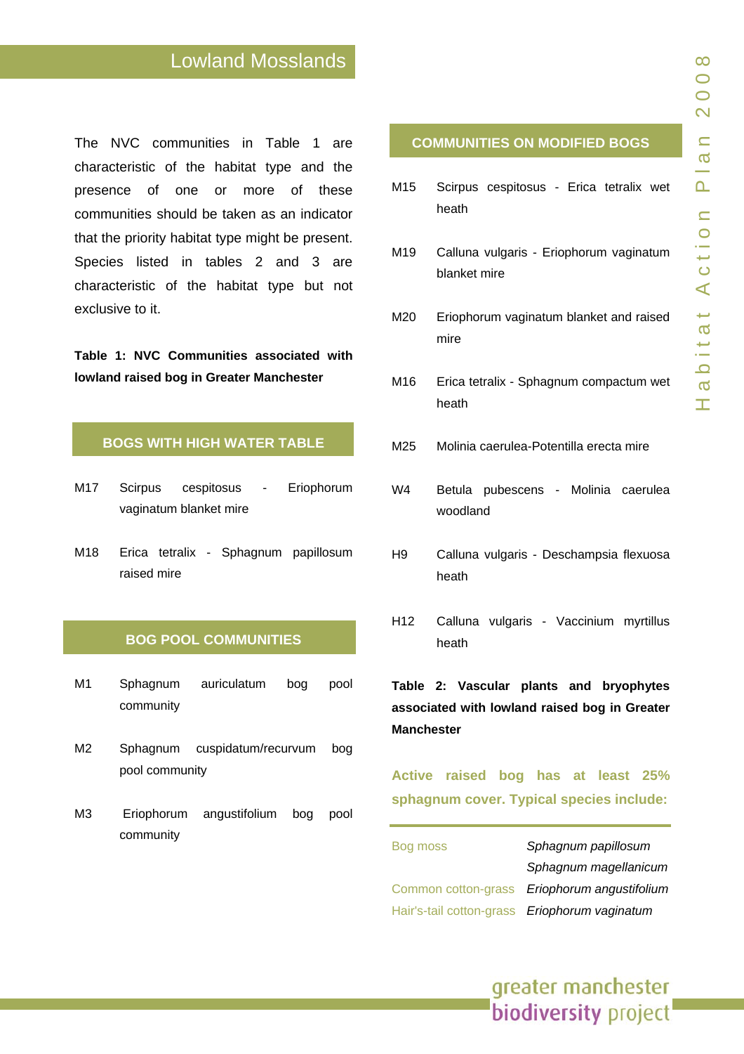# Lowland Mosslands

The NVC communities in Table 1 are characteristic of the habitat type and the presence of one or more of these communities should be taken as an indicator that the priority habitat type might be present. Species listed in tables 2 and 3 are characteristic of the habitat type but not exclusive to it.

**Table 1: NVC Communities associated with lowland raised bog in Greater Manchester**

**BOGS WITH HIGH WATER TABLE**

| | |
|---|---|
| M17 | Scirpus cespitosus - Eriophorum vaginatum blanket mire |
| M18 | Erica tetralix - Sphagnum papillosum raised mire |

**BOG POOL COMMUNITIES**

| | |
|---|---|
| M1 | Sphagnum auriculatum bog pool community |
| M2 | Sphagnum cuspidatum/recurvum bog pool community |
| M3 | Eriophorum angustifolium bog pool community |

**COMMUNITIES ON MODIFIED BOGS**

| | |
|---|---|
| M15 | Scirpus cespitosus - Erica tetralix wet heath |
| M19 | Calluna vulgaris - Eriophorum vaginatum blanket mire |
| M20 | Eriophorum vaginatum blanket and raised mire |
| M16 | Erica tetralix - Sphagnum compactum wet heath |
| M25 | Molinia caerulea-Potentilla erecta mire |
| W4 | Betula pubescens - Molinia caerulea woodland |
| H9 | Calluna vulgaris - Deschampsia flexuosa heath |
| H12 | Calluna vulgaris - Vaccinium myrtillus heath |

**Table 2: Vascular plants and bryophytes associated with lowland raised bog in Greater Manchester**

**Active raised bog has at least 25% sphagnum cover. Typical species include:**

| | |
|---|---|
| Bog moss | *Sphagnum papillosum* |
| | *Sphagnum magellanicum* |
| Common cotton-grass | *Eriophorum angustifolium* |
| Hair's-tail cotton-grass | *Eriophorum vaginatum* |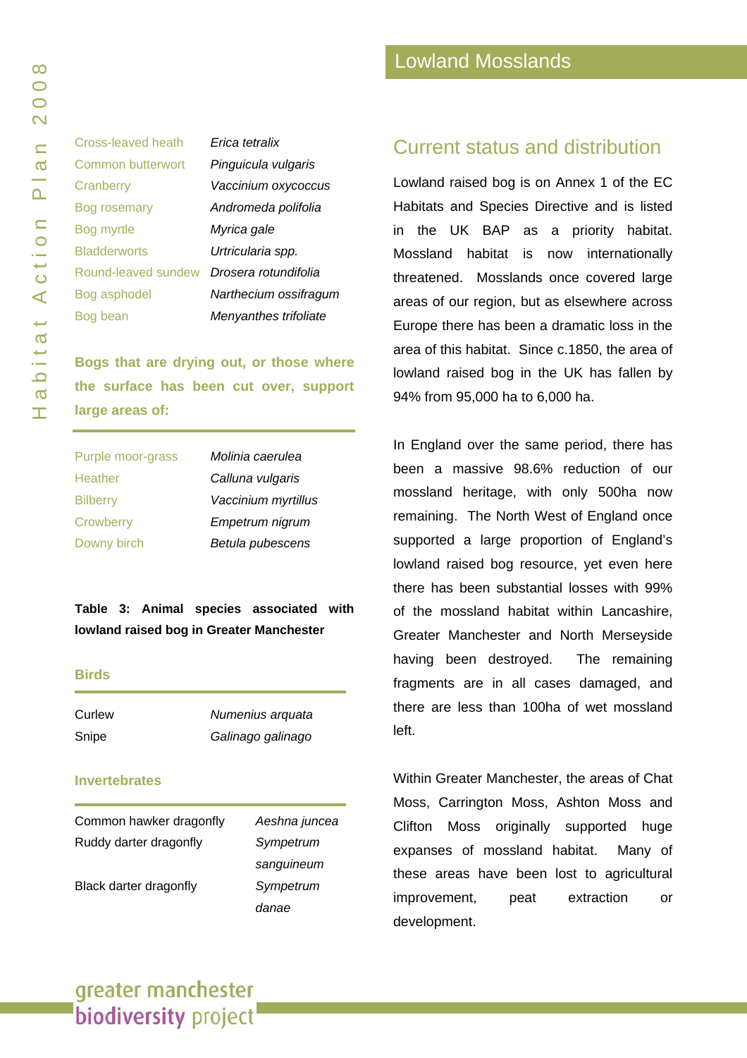| | |
|---|---|
| Cross-leaved heath | *Erica tetralix* |
| Common butterwort | *Pinguicula vulgaris* |
| Cranberry | *Vaccinium oxycoccus* |
| Bog rosemary | *Andromeda polifolia* |
| Bog myrtle | *Myrica gale* |
| Bladderworts | *Urtricularia spp.* |
| Round-leaved sundew | *Drosera rotundifolia* |
| Bog asphodel | *Narthecium ossifragum* |
| Bog bean | *Menyanthes trifoliate* |

**Bogs that are drying out, or those where the surface has been cut over, support large areas of:**

| | |
|---|---|
| Purple moor-grass | *Molinia caerulea* |
| Heather | *Calluna vulgaris* |
| Bilberry | *Vaccinium myrtillus* |
| Crowberry | *Empetrum nigrum* |
| Downy birch | *Betula pubescens* |

**Table 3: Animal species associated with lowland raised bog in Greater Manchester**

**Birds**

| | |
|---|---|
| Curlew | *Numenius arquata* |
| Snipe | *Galinago galinago* |

**Invertebrates**

| | |
|---|---|
| Common hawker dragonfly | *Aeshna juncea* |
| Ruddy darter dragonfly | *Sympetrum sanguineum* |
| Black darter dragonfly | *Sympetrum danae* |

## Current status and distribution

Lowland raised bog is on Annex 1 of the EC Habitats and Species Directive and is listed in the UK BAP as a priority habitat. Mossland habitat is now internationally threatened. Mosslands once covered large areas of our region, but as elsewhere across Europe there has been a dramatic loss in the area of this habitat. Since c.1850, the area of lowland raised bog in the UK has fallen by 94% from 95,000 ha to 6,000 ha.

In England over the same period, there has been a massive 98.6% reduction of our mossland heritage, with only 500ha now remaining. The North West of England once supported a large proportion of England's lowland raised bog resource, yet even here there has been substantial losses with 99% of the mossland habitat within Lancashire, Greater Manchester and North Merseyside having been destroyed. The remaining fragments are in all cases damaged, and there are less than 100ha of wet mossland left.

Within Greater Manchester, the areas of Chat Moss, Carrington Moss, Ashton Moss and Clifton Moss originally supported huge expanses of mossland habitat. Many of these areas have been lost to agricultural improvement, peat extraction or development.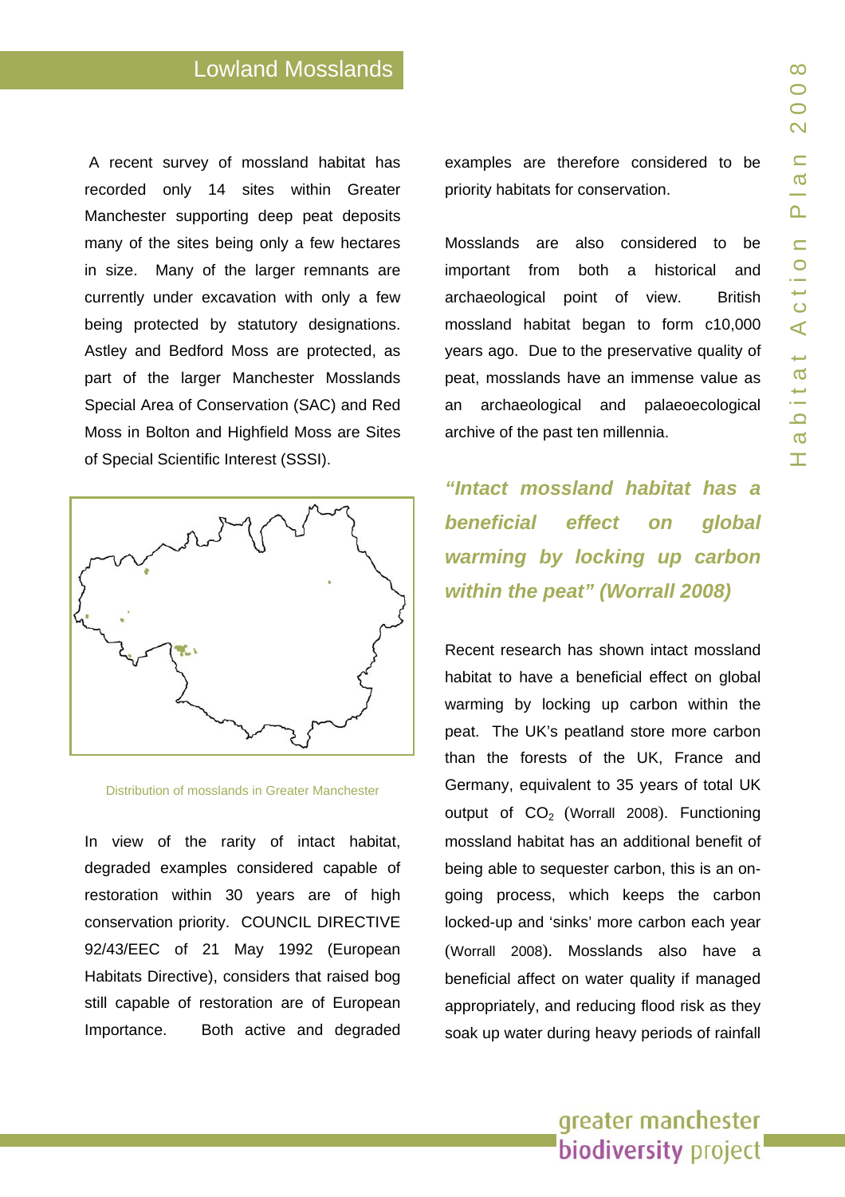## Lowland Mosslands

A recent survey of mossland habitat has recorded only 14 sites within Greater Manchester supporting deep peat deposits many of the sites being only a few hectares in size. Many of the larger remnants are currently under excavation with only a few being protected by statutory designations. Astley and Bedford Moss are protected, as part of the larger Manchester Mosslands Special Area of Conservation (SAC) and Red Moss in Bolton and Highfield Moss are Sites of Special Scientific Interest (SSSI).

Distribution of mosslands in Greater Manchester

In view of the rarity of intact habitat, degraded examples considered capable of restoration within 30 years are of high conservation priority. COUNCIL DIRECTIVE 92/43/EEC of 21 May 1992 (European Habitats Directive), considers that raised bog still capable of restoration are of European Importance. Both active and degraded examples are therefore considered to be priority habitats for conservation.

Mosslands are also considered to be important from both a historical and archaeological point of view. British mossland habitat began to form c10,000 years ago. Due to the preservative quality of peat, mosslands have an immense value as an archaeological and palaeoecological archive of the past ten millennia.

***"Intact mossland habitat has a beneficial effect on global warming by locking up carbon within the peat" (Worrall 2008)***

Recent research has shown intact mossland habitat to have a beneficial effect on global warming by locking up carbon within the peat. The UK's peatland store more carbon than the forests of the UK, France and Germany, equivalent to 35 years of total UK output of $CO_2$ (Worrall 2008). Functioning mossland habitat has an additional benefit of being able to sequester carbon, this is an on-going process, which keeps the carbon locked-up and 'sinks' more carbon each year (Worrall 2008). Mosslands also have a beneficial affect on water quality if managed appropriately, and reducing flood risk as they soak up water during heavy periods of rainfall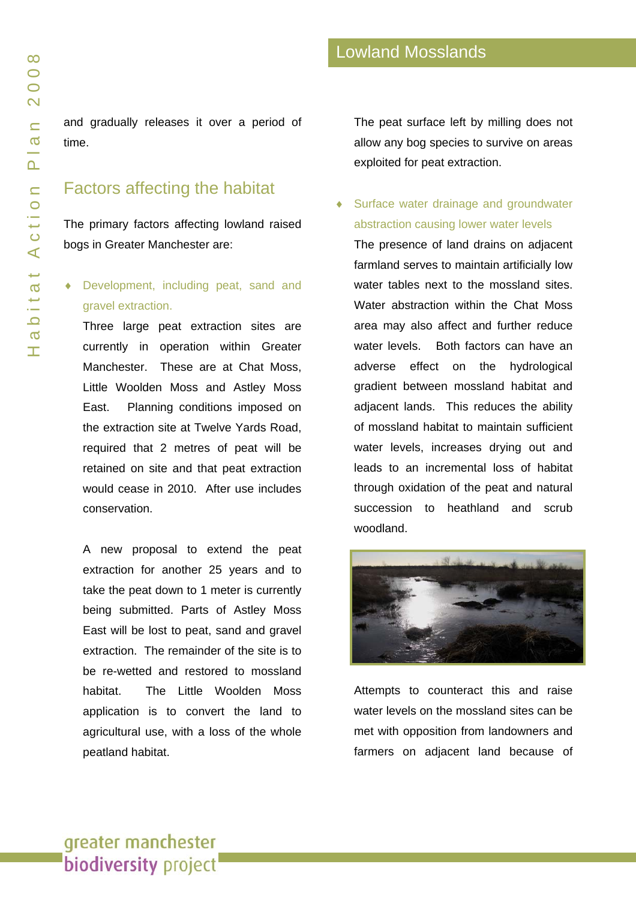and gradually releases it over a period of time.

## Factors affecting the habitat

The primary factors affecting lowland raised bogs in Greater Manchester are:

- **Development, including peat, sand and gravel extraction.**

  Three large peat extraction sites are currently in operation within Greater Manchester. These are at Chat Moss, Little Woolden Moss and Astley Moss East. Planning conditions imposed on the extraction site at Twelve Yards Road, required that 2 metres of peat will be retained on site and that peat extraction would cease in 2010. After use includes conservation.

  A new proposal to extend the peat extraction for another 25 years and to take the peat down to 1 meter is currently being submitted. Parts of Astley Moss East will be lost to peat, sand and gravel extraction. The remainder of the site is to be re-wetted and restored to mossland habitat. The Little Woolden Moss application is to convert the land to agricultural use, with a loss of the whole peatland habitat.

  The peat surface left by milling does not allow any bog species to survive on areas exploited for peat extraction.

- **Surface water drainage and groundwater abstraction causing lower water levels**

  The presence of land drains on adjacent farmland serves to maintain artificially low water tables next to the mossland sites. Water abstraction within the Chat Moss area may also affect and further reduce water levels. Both factors can have an adverse effect on the hydrological gradient between mossland habitat and adjacent lands. This reduces the ability of mossland habitat to maintain sufficient water levels, increases drying out and leads to an incremental loss of habitat through oxidation of the peat and natural succession to heathland and scrub woodland.

  Attempts to counteract this and raise water levels on the mossland sites can be met with opposition from landowners and farmers on adjacent land because of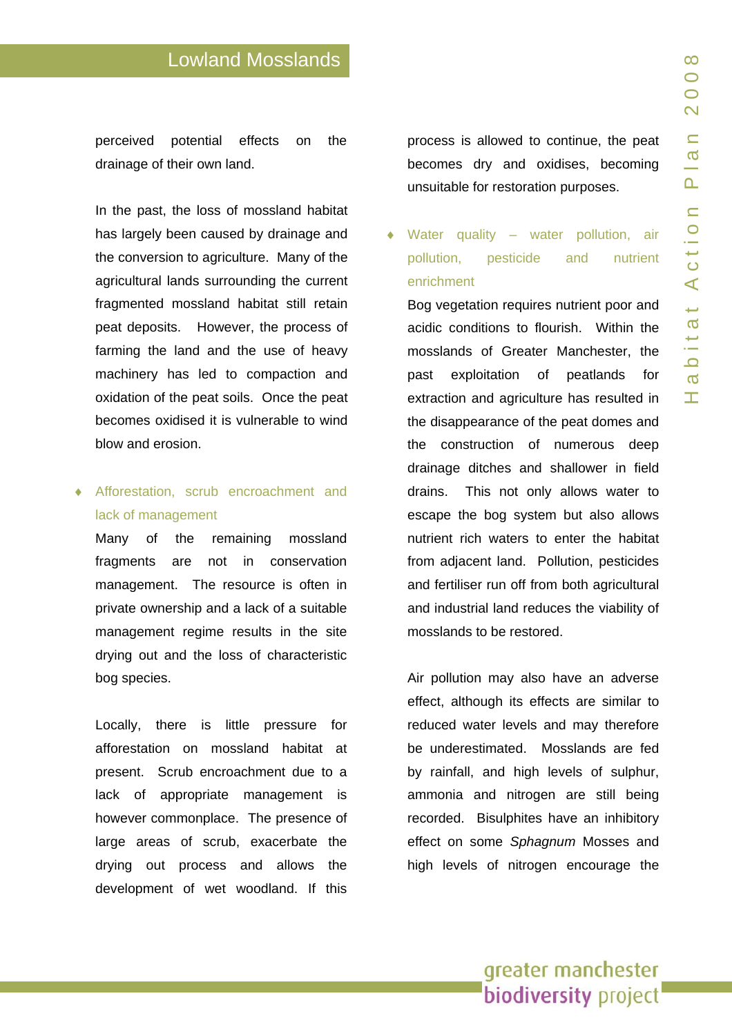perceived potential effects on the drainage of their own land.

In the past, the loss of mossland habitat has largely been caused by drainage and the conversion to agriculture. Many of the agricultural lands surrounding the current fragmented mossland habitat still retain peat deposits. However, the process of farming the land and the use of heavy machinery has led to compaction and oxidation of the peat soils. Once the peat becomes oxidised it is vulnerable to wind blow and erosion.

- **Afforestation, scrub encroachment and lack of management**

  Many of the remaining mossland fragments are not in conservation management. The resource is often in private ownership and a lack of a suitable management regime results in the site drying out and the loss of characteristic bog species.

  Locally, there is little pressure for afforestation on mossland habitat at present. Scrub encroachment due to a lack of appropriate management is however commonplace. The presence of large areas of scrub, exacerbate the drying out process and allows the development of wet woodland. If this process is allowed to continue, the peat becomes dry and oxidises, becoming unsuitable for restoration purposes.

- **Water quality – water pollution, air pollution, pesticide and nutrient enrichment**

  Bog vegetation requires nutrient poor and acidic conditions to flourish. Within the mosslands of Greater Manchester, the past exploitation of peatlands for extraction and agriculture has resulted in the disappearance of the peat domes and the construction of numerous deep drainage ditches and shallower in field drains. This not only allows water to escape the bog system but also allows nutrient rich waters to enter the habitat from adjacent land. Pollution, pesticides and fertiliser run off from both agricultural and industrial land reduces the viability of mosslands to be restored.

  Air pollution may also have an adverse effect, although its effects are similar to reduced water levels and may therefore be underestimated. Mosslands are fed by rainfall, and high levels of sulphur, ammonia and nitrogen are still being recorded. Bisulphites have an inhibitory effect on some *Sphagnum* Mosses and high levels of nitrogen encourage the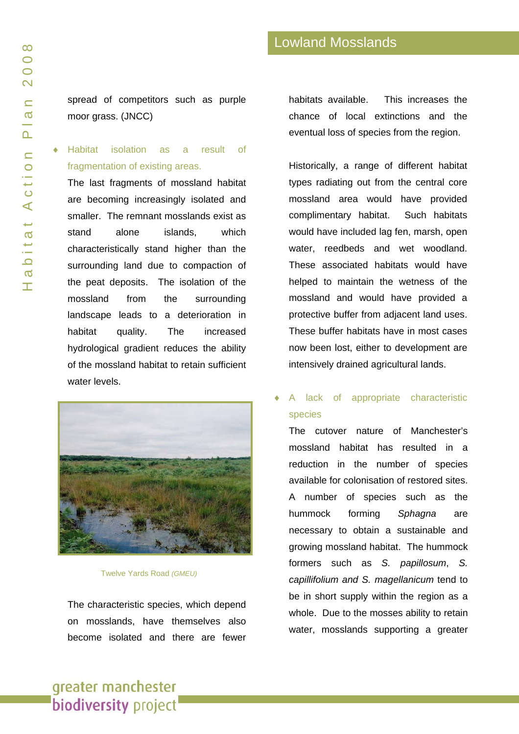spread of competitors such as purple moor grass. (JNCC)

- **Habitat isolation as a result of fragmentation of existing areas.**

  The last fragments of mossland habitat are becoming increasingly isolated and smaller. The remnant mosslands exist as stand alone islands, which characteristically stand higher than the surrounding land due to compaction of the peat deposits. The isolation of the mossland from the surrounding landscape leads to a deterioration in habitat quality. The increased hydrological gradient reduces the ability of the mossland habitat to retain sufficient water levels.

Twelve Yards Road *(GMEU)*

The characteristic species, which depend on mosslands, have themselves also become isolated and there are fewer habitats available. This increases the chance of local extinctions and the eventual loss of species from the region.

Historically, a range of different habitat types radiating out from the central core mossland area would have provided complimentary habitat. Such habitats would have included lag fen, marsh, open water, reedbeds and wet woodland. These associated habitats would have helped to maintain the wetness of the mossland and would have provided a protective buffer from adjacent land uses. These buffer habitats have in most cases now been lost, either to development are intensively drained agricultural lands.

- **A lack of appropriate characteristic species**

  The cutover nature of Manchester's mossland habitat has resulted in a reduction in the number of species available for colonisation of restored sites. A number of species such as the hummock forming *Sphagna* are necessary to obtain a sustainable and growing mossland habitat. The hummock formers such as *S. papillosum*, *S. capillifolium and S. magellanicum* tend to be in short supply within the region as a whole. Due to the mosses ability to retain water, mosslands supporting a greater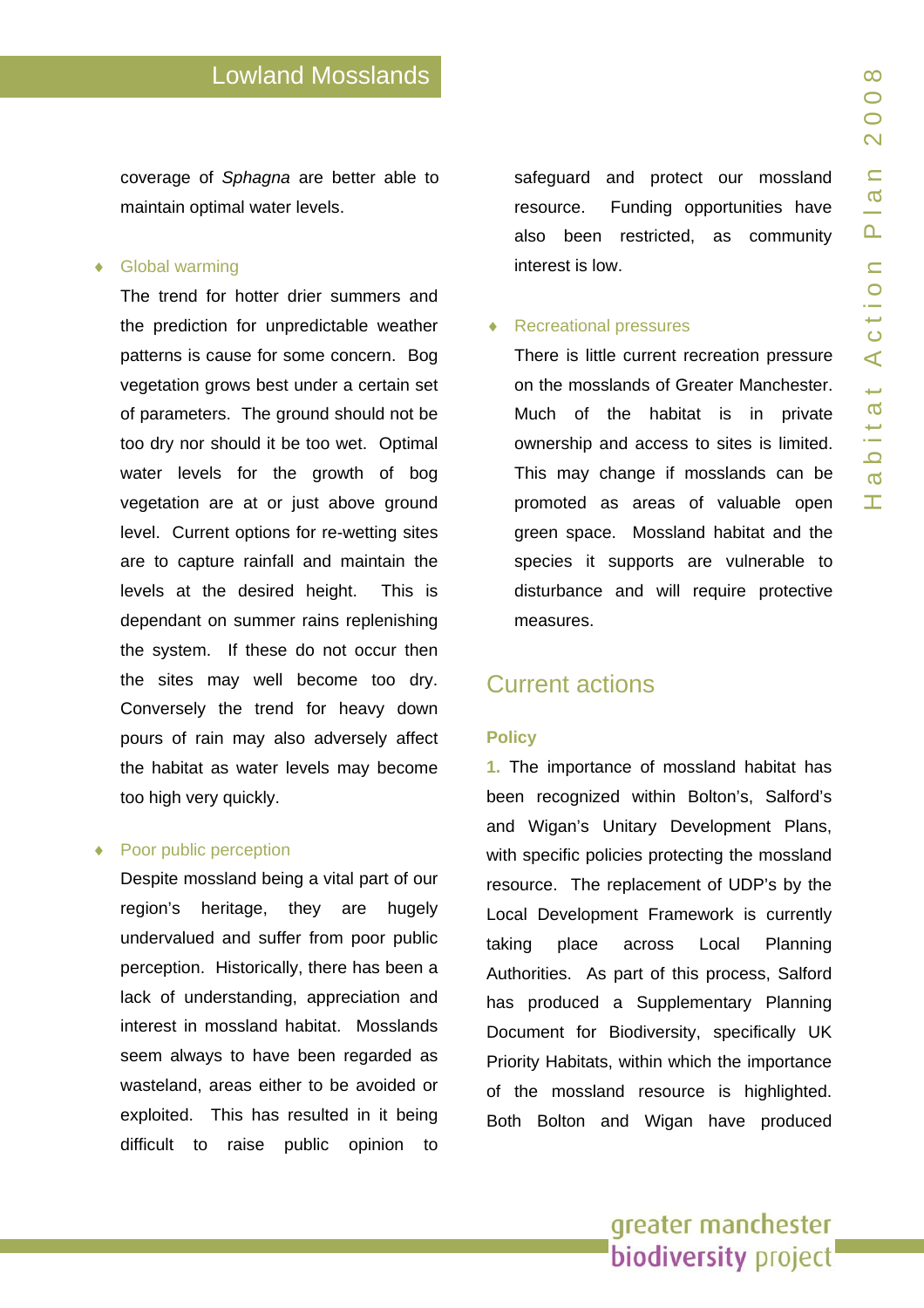coverage of *Sphagna* are better able to maintain optimal water levels.

- **Global warming**

  The trend for hotter drier summers and the prediction for unpredictable weather patterns is cause for some concern. Bog vegetation grows best under a certain set of parameters. The ground should not be too dry nor should it be too wet. Optimal water levels for the growth of bog vegetation are at or just above ground level. Current options for re-wetting sites are to capture rainfall and maintain the levels at the desired height. This is dependant on summer rains replenishing the system. If these do not occur then the sites may well become too dry. Conversely the trend for heavy down pours of rain may also adversely affect the habitat as water levels may become too high very quickly.

- **Poor public perception**

  Despite mossland being a vital part of our region's heritage, they are hugely undervalued and suffer from poor public perception. Historically, there has been a lack of understanding, appreciation and interest in mossland habitat. Mosslands seem always to have been regarded as wasteland, areas either to be avoided or exploited. This has resulted in it being difficult to raise public opinion to safeguard and protect our mossland resource. Funding opportunities have also been restricted, as community interest is low.

- **Recreational pressures**

  There is little current recreation pressure on the mosslands of Greater Manchester. Much of the habitat is in private ownership and access to sites is limited. This may change if mosslands can be promoted as areas of valuable open green space. Mossland habitat and the species it supports are vulnerable to disturbance and will require protective measures.

## Current actions

### Policy

1. The importance of mossland habitat has been recognized within Bolton's, Salford's and Wigan's Unitary Development Plans, with specific policies protecting the mossland resource. The replacement of UDP's by the Local Development Framework is currently taking place across Local Planning Authorities. As part of this process, Salford has produced a Supplementary Planning Document for Biodiversity, specifically UK Priority Habitats, within which the importance of the mossland resource is highlighted. Both Bolton and Wigan have produced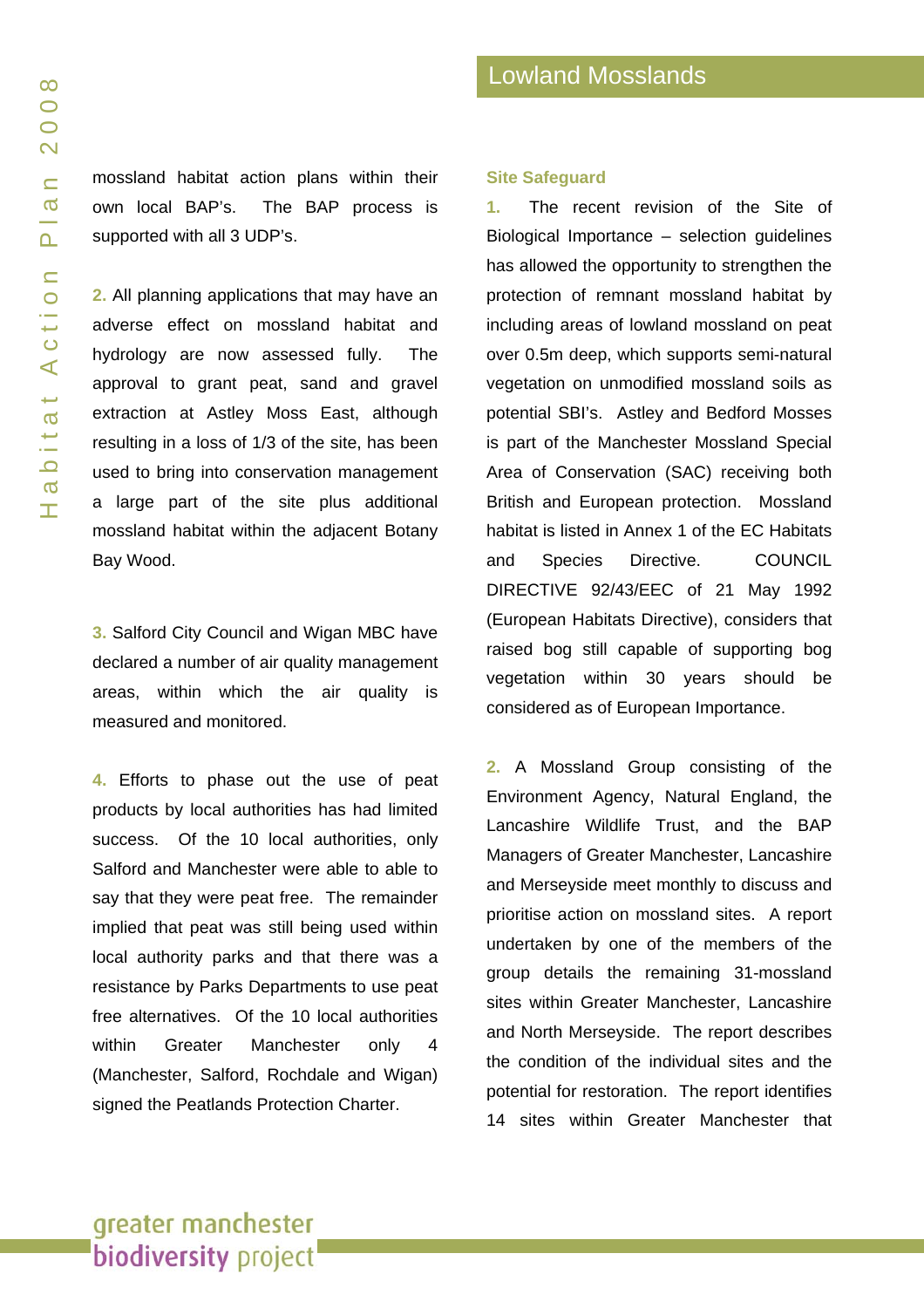mossland habitat action plans within their own local BAP's. The BAP process is supported with all 3 UDP's.

**2.** All planning applications that may have an adverse effect on mossland habitat and hydrology are now assessed fully. The approval to grant peat, sand and gravel extraction at Astley Moss East, although resulting in a loss of 1/3 of the site, has been used to bring into conservation management a large part of the site plus additional mossland habitat within the adjacent Botany Bay Wood.

**3.** Salford City Council and Wigan MBC have declared a number of air quality management areas, within which the air quality is measured and monitored.

**4.** Efforts to phase out the use of peat products by local authorities has had limited success. Of the 10 local authorities, only Salford and Manchester were able to able to say that they were peat free. The remainder implied that peat was still being used within local authority parks and that there was a resistance by Parks Departments to use peat free alternatives. Of the 10 local authorities within Greater Manchester only 4 (Manchester, Salford, Rochdale and Wigan) signed the Peatlands Protection Charter.

### Site Safeguard

**1.** The recent revision of the Site of Biological Importance – selection guidelines has allowed the opportunity to strengthen the protection of remnant mossland habitat by including areas of lowland mossland on peat over 0.5m deep, which supports semi-natural vegetation on unmodified mossland soils as potential SBI's. Astley and Bedford Mosses is part of the Manchester Mossland Special Area of Conservation (SAC) receiving both British and European protection. Mossland habitat is listed in Annex 1 of the EC Habitats and Species Directive. COUNCIL DIRECTIVE 92/43/EEC of 21 May 1992 (European Habitats Directive), considers that raised bog still capable of supporting bog vegetation within 30 years should be considered as of European Importance.

**2.** A Mossland Group consisting of the Environment Agency, Natural England, the Lancashire Wildlife Trust, and the BAP Managers of Greater Manchester, Lancashire and Merseyside meet monthly to discuss and prioritise action on mossland sites. A report undertaken by one of the members of the group details the remaining 31-mossland sites within Greater Manchester, Lancashire and North Merseyside. The report describes the condition of the individual sites and the potential for restoration. The report identifies 14 sites within Greater Manchester that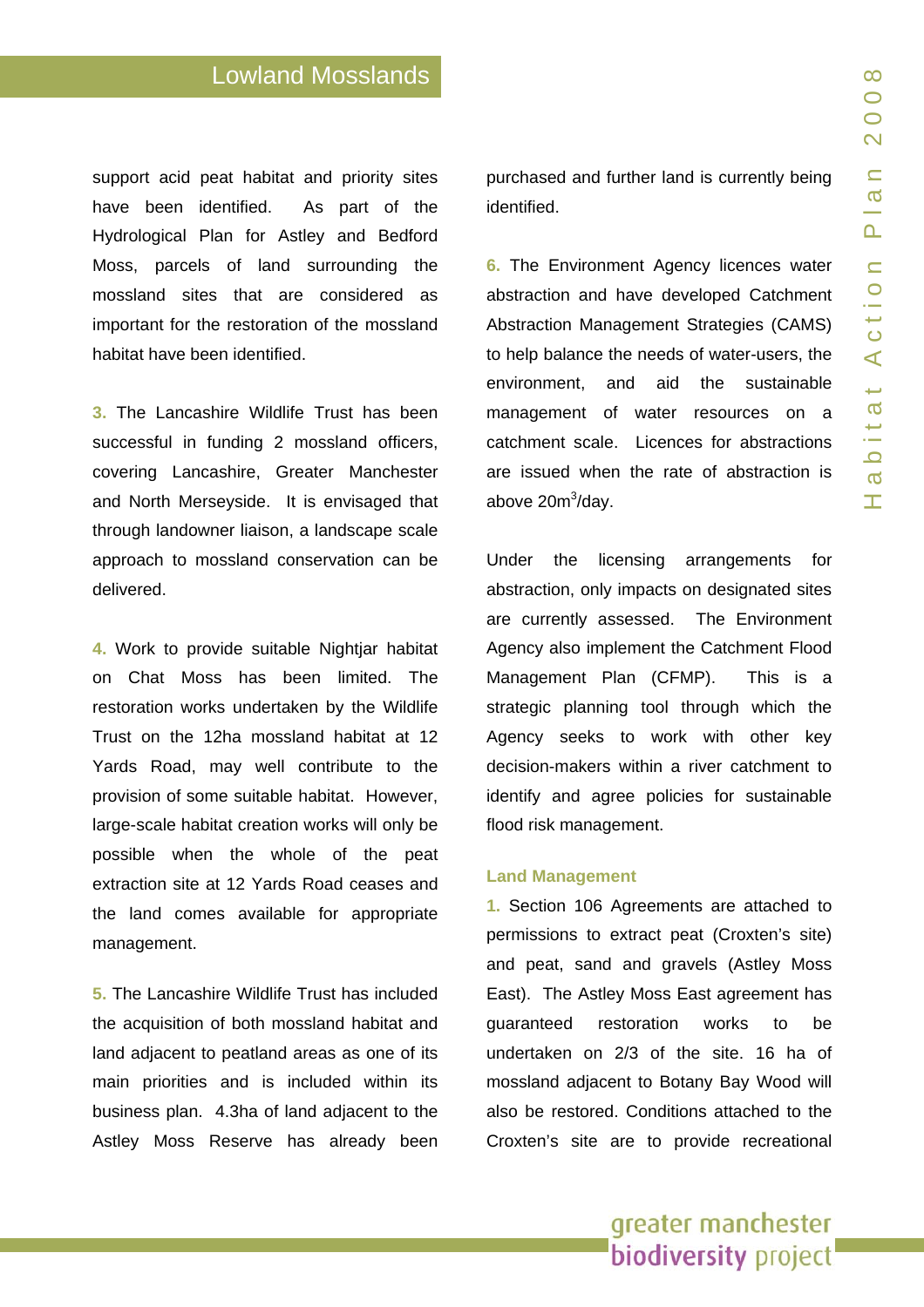support acid peat habitat and priority sites have been identified. As part of the Hydrological Plan for Astley and Bedford Moss, parcels of land surrounding the mossland sites that are considered as important for the restoration of the mossland habitat have been identified.

**3.** The Lancashire Wildlife Trust has been successful in funding 2 mossland officers, covering Lancashire, Greater Manchester and North Merseyside. It is envisaged that through landowner liaison, a landscape scale approach to mossland conservation can be delivered.

**4.** Work to provide suitable Nightjar habitat on Chat Moss has been limited. The restoration works undertaken by the Wildlife Trust on the 12ha mossland habitat at 12 Yards Road, may well contribute to the provision of some suitable habitat. However, large-scale habitat creation works will only be possible when the whole of the peat extraction site at 12 Yards Road ceases and the land comes available for appropriate management.

**5.** The Lancashire Wildlife Trust has included the acquisition of both mossland habitat and land adjacent to peatland areas as one of its main priorities and is included within its business plan. 4.3ha of land adjacent to the Astley Moss Reserve has already been purchased and further land is currently being identified.

**6.** The Environment Agency licences water abstraction and have developed Catchment Abstraction Management Strategies (CAMS) to help balance the needs of water-users, the environment, and aid the sustainable management of water resources on a catchment scale. Licences for abstractions are issued when the rate of abstraction is above 20m$^3$/day.

Under the licensing arrangements for abstraction, only impacts on designated sites are currently assessed. The Environment Agency also implement the Catchment Flood Management Plan (CFMP). This is a strategic planning tool through which the Agency seeks to work with other key decision-makers within a river catchment to identify and agree policies for sustainable flood risk management.

### Land Management

**1.** Section 106 Agreements are attached to permissions to extract peat (Croxten's site) and peat, sand and gravels (Astley Moss East). The Astley Moss East agreement has guaranteed restoration works to be undertaken on 2/3 of the site. 16 ha of mossland adjacent to Botany Bay Wood will also be restored. Conditions attached to the Croxten's site are to provide recreational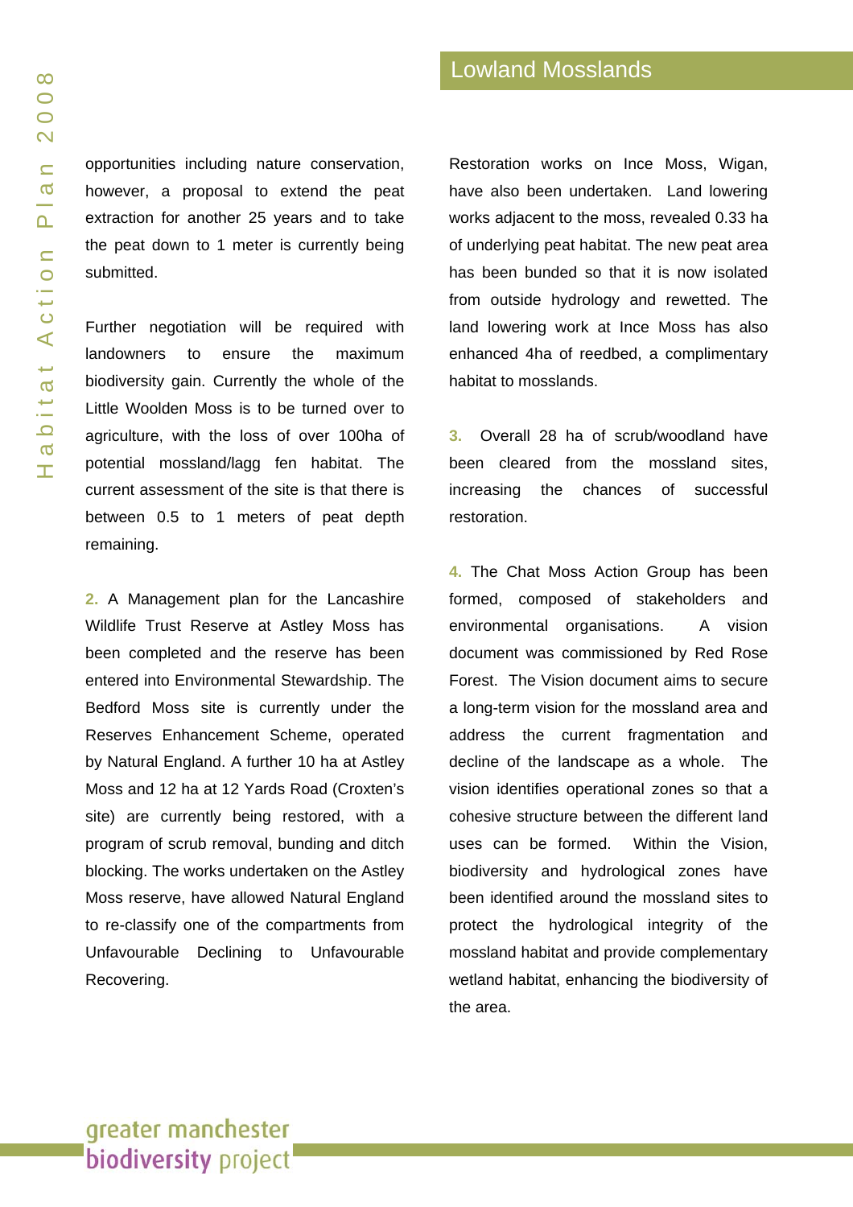opportunities including nature conservation, however, a proposal to extend the peat extraction for another 25 years and to take the peat down to 1 meter is currently being submitted.

Further negotiation will be required with landowners to ensure the maximum biodiversity gain. Currently the whole of the Little Woolden Moss is to be turned over to agriculture, with the loss of over 100ha of potential mossland/lagg fen habitat. The current assessment of the site is that there is between 0.5 to 1 meters of peat depth remaining.

**2.** A Management plan for the Lancashire Wildlife Trust Reserve at Astley Moss has been completed and the reserve has been entered into Environmental Stewardship. The Bedford Moss site is currently under the Reserves Enhancement Scheme, operated by Natural England. A further 10 ha at Astley Moss and 12 ha at 12 Yards Road (Croxten's site) are currently being restored, with a program of scrub removal, bunding and ditch blocking. The works undertaken on the Astley Moss reserve, have allowed Natural England to re-classify one of the compartments from Unfavourable Declining to Unfavourable Recovering.

Restoration works on Ince Moss, Wigan, have also been undertaken. Land lowering works adjacent to the moss, revealed 0.33 ha of underlying peat habitat. The new peat area has been bunded so that it is now isolated from outside hydrology and rewetted. The land lowering work at Ince Moss has also enhanced 4ha of reedbed, a complimentary habitat to mosslands.

**3.** Overall 28 ha of scrub/woodland have been cleared from the mossland sites, increasing the chances of successful restoration.

**4.** The Chat Moss Action Group has been formed, composed of stakeholders and environmental organisations. A vision document was commissioned by Red Rose Forest. The Vision document aims to secure a long-term vision for the mossland area and address the current fragmentation and decline of the landscape as a whole. The vision identifies operational zones so that a cohesive structure between the different land uses can be formed. Within the Vision, biodiversity and hydrological zones have been identified around the mossland sites to protect the hydrological integrity of the mossland habitat and provide complementary wetland habitat, enhancing the biodiversity of the area.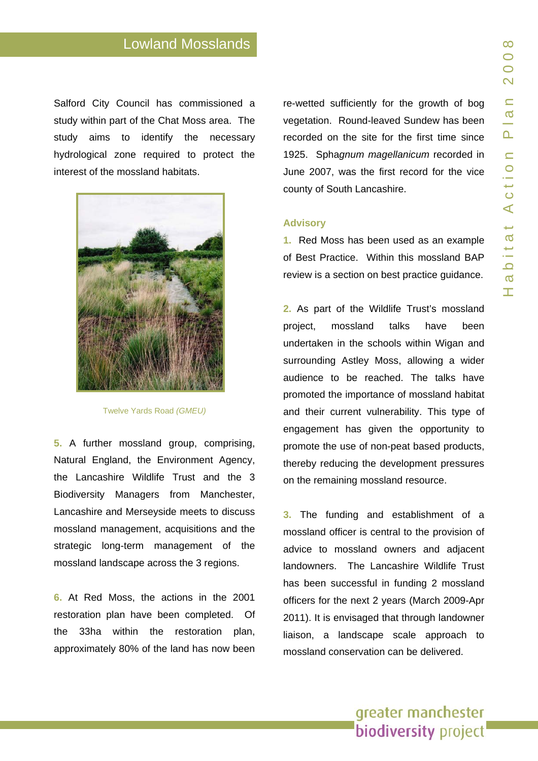## Lowland Mosslands

Salford City Council has commissioned a study within part of the Chat Moss area. The study aims to identify the necessary hydrological zone required to protect the interest of the mossland habitats.

Twelve Yards Road *(GMEU)*

**5.** A further mossland group, comprising, Natural England, the Environment Agency, the Lancashire Wildlife Trust and the 3 Biodiversity Managers from Manchester, Lancashire and Merseyside meets to discuss mossland management, acquisitions and the strategic long-term management of the mossland landscape across the 3 regions.

**6.** At Red Moss, the actions in the 2001 restoration plan have been completed. Of the 33ha within the restoration plan, approximately 80% of the land has now been re-wetted sufficiently for the growth of bog vegetation. Round-leaved Sundew has been recorded on the site for the first time since 1925. Spha*gnum magellanicum* recorded in June 2007, was the first record for the vice county of South Lancashire.

### Advisory

**1.** Red Moss has been used as an example of Best Practice. Within this mossland BAP review is a section on best practice guidance.

**2.** As part of the Wildlife Trust's mossland project, mossland talks have been undertaken in the schools within Wigan and surrounding Astley Moss, allowing a wider audience to be reached. The talks have promoted the importance of mossland habitat and their current vulnerability. This type of engagement has given the opportunity to promote the use of non-peat based products, thereby reducing the development pressures on the remaining mossland resource.

**3.** The funding and establishment of a mossland officer is central to the provision of advice to mossland owners and adjacent landowners. The Lancashire Wildlife Trust has been successful in funding 2 mossland officers for the next 2 years (March 2009-Apr 2011). It is envisaged that through landowner liaison, a landscape scale approach to mossland conservation can be delivered.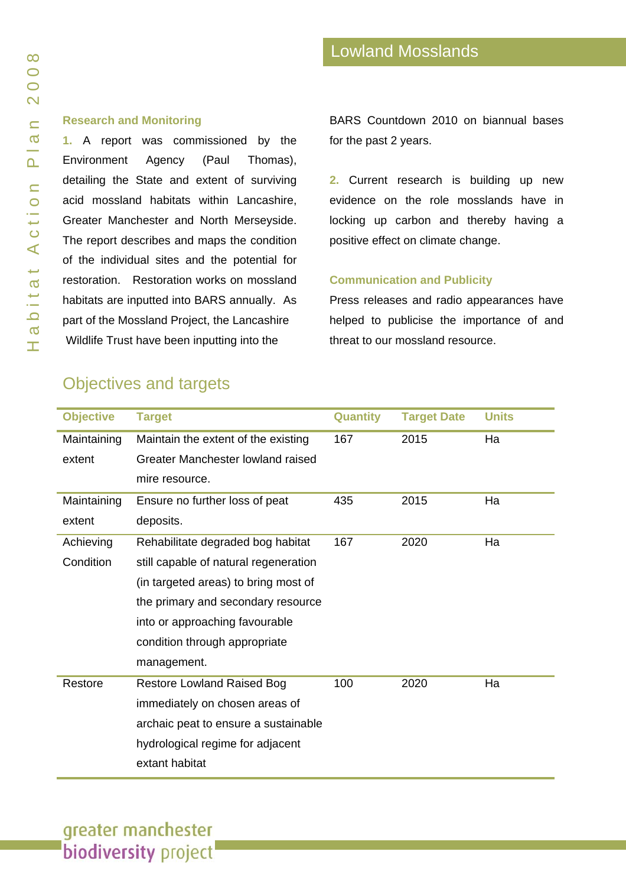## Lowland Mosslands

### Research and Monitoring

1. A report was commissioned by the Environment Agency (Paul Thomas), detailing the State and extent of surviving acid mossland habitats within Lancashire, Greater Manchester and North Merseyside. The report describes and maps the condition of the individual sites and the potential for restoration. Restoration works on mossland habitats are inputted into BARS annually. As part of the Mossland Project, the Lancashire Wildlife Trust have been inputting into the BARS Countdown 2010 on biannual bases for the past 2 years.

2. Current research is building up new evidence on the role mosslands have in locking up carbon and thereby having a positive effect on climate change.

### Communication and Publicity

Press releases and radio appearances have helped to publicise the importance of and threat to our mossland resource.

## Objectives and targets

| Objective | Target | Quantity | Target Date | Units |
|---|---|---|---|---|
| Maintaining extent | Maintain the extent of the existing Greater Manchester lowland raised mire resource. | 167 | 2015 | Ha |
| Maintaining extent | Ensure no further loss of peat deposits. | 435 | 2015 | Ha |
| Achieving Condition | Rehabilitate degraded bog habitat still capable of natural regeneration (in targeted areas) to bring most of the primary and secondary resource into or approaching favourable condition through appropriate management. | 167 | 2020 | Ha |
| Restore | Restore Lowland Raised Bog immediately on chosen areas of archaic peat to ensure a sustainable hydrological regime for adjacent extant habitat | 100 | 2020 | Ha |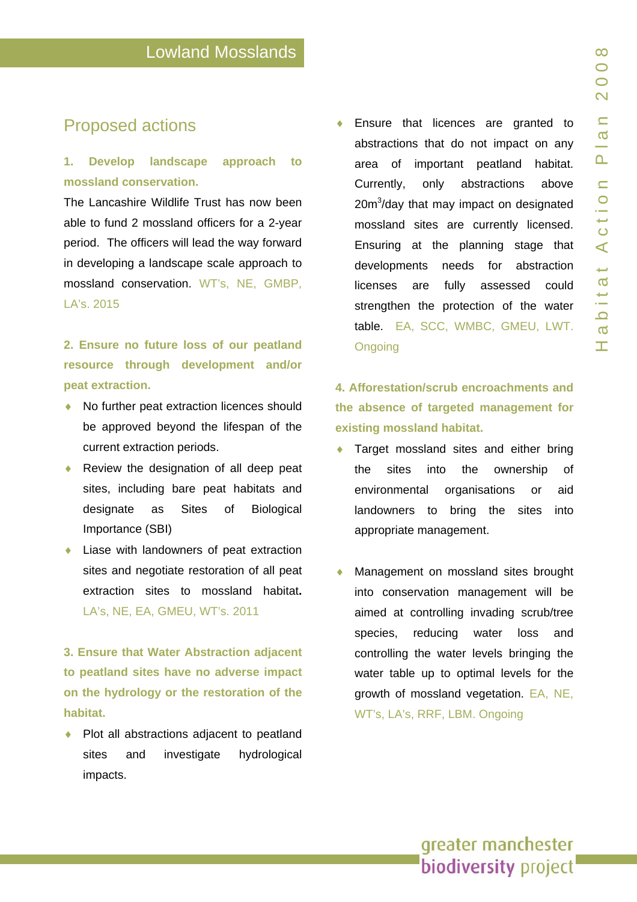## Proposed actions

**1. Develop landscape approach to mossland conservation.**

The Lancashire Wildlife Trust has now been able to fund 2 mossland officers for a 2-year period. The officers will lead the way forward in developing a landscape scale approach to mossland conservation. WT's, NE, GMBP, LA's. 2015

**2. Ensure no future loss of our peatland resource through development and/or peat extraction.**

- No further peat extraction licences should be approved beyond the lifespan of the current extraction periods.
- Review the designation of all deep peat sites, including bare peat habitats and designate as Sites of Biological Importance (SBI)
- Liase with landowners of peat extraction sites and negotiate restoration of all peat extraction sites to mossland habitat. LA's, NE, EA, GMEU, WT's. 2011

**3. Ensure that Water Abstraction adjacent to peatland sites have no adverse impact on the hydrology or the restoration of the habitat.**

- Plot all abstractions adjacent to peatland sites and investigate hydrological impacts.
- Ensure that licences are granted to abstractions that do not impact on any area of important peatland habitat. Currently, only abstractions above 20m$^3$/day that may impact on designated mossland sites are currently licensed. Ensuring at the planning stage that developments needs for abstraction licenses are fully assessed could strengthen the protection of the water table. EA, SCC, WMBC, GMEU, LWT. Ongoing

**4. Afforestation/scrub encroachments and the absence of targeted management for existing mossland habitat.**

- Target mossland sites and either bring the sites into the ownership of environmental organisations or aid landowners to bring the sites into appropriate management.

- Management on mossland sites brought into conservation management will be aimed at controlling invading scrub/tree species, reducing water loss and controlling the water levels bringing the water table up to optimal levels for the growth of mossland vegetation. EA, NE, WT's, LA's, RRF, LBM. Ongoing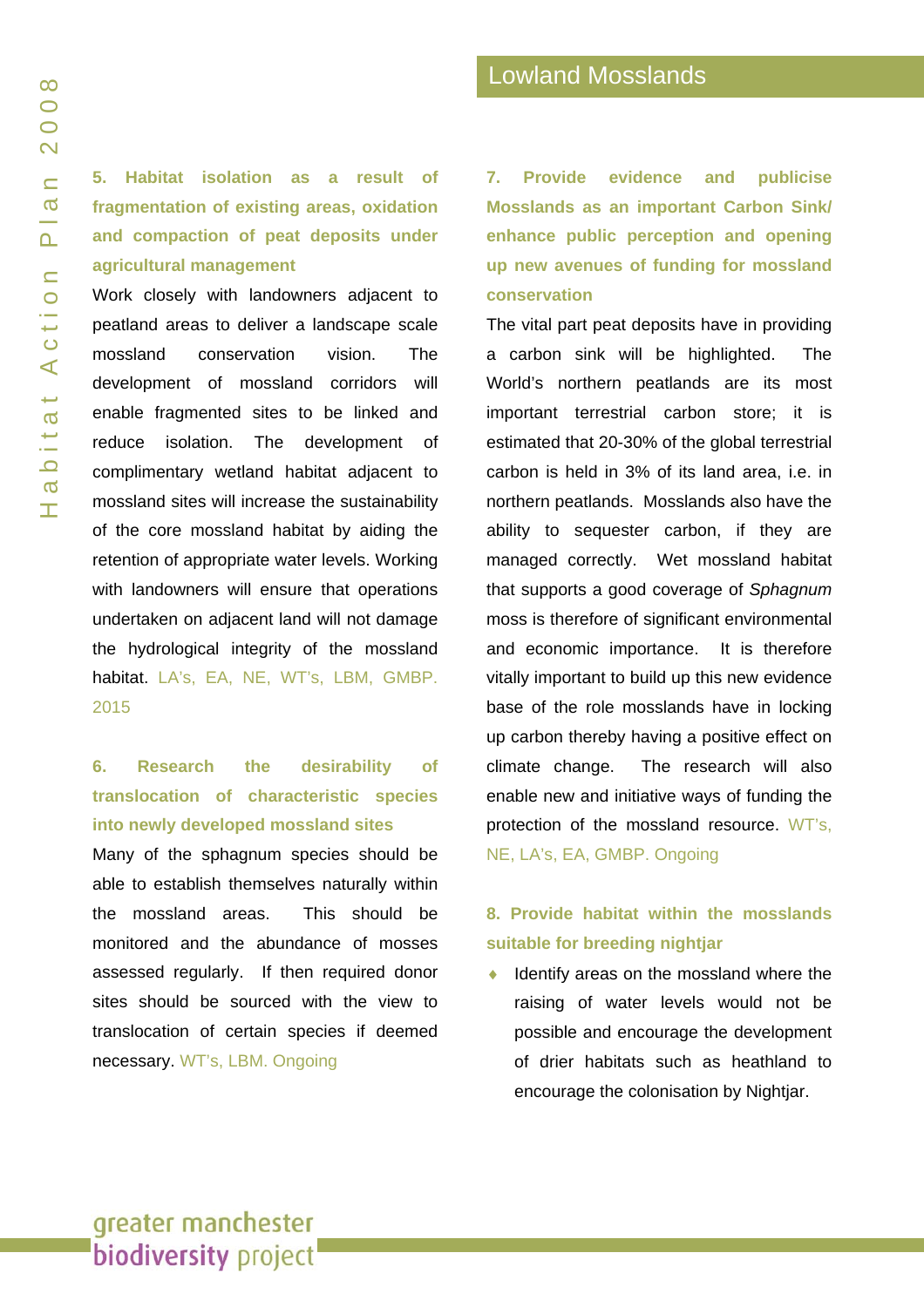#### 5. Habitat isolation as a result of fragmentation of existing areas, oxidation and compaction of peat deposits under agricultural management

Work closely with landowners adjacent to peatland areas to deliver a landscape scale mossland conservation vision. The development of mossland corridors will enable fragmented sites to be linked and reduce isolation. The development of complimentary wetland habitat adjacent to mossland sites will increase the sustainability of the core mossland habitat by aiding the retention of appropriate water levels. Working with landowners will ensure that operations undertaken on adjacent land will not damage the hydrological integrity of the mossland habitat. LA's, EA, NE, WT's, LBM, GMBP. 2015

#### 6. Research the desirability of translocation of characteristic species into newly developed mossland sites

Many of the sphagnum species should be able to establish themselves naturally within the mossland areas. This should be monitored and the abundance of mosses assessed regularly. If then required donor sites should be sourced with the view to translocation of certain species if deemed necessary. WT's, LBM. Ongoing

#### 7. Provide evidence and publicise Mosslands as an important Carbon Sink/ enhance public perception and opening up new avenues of funding for mossland conservation

The vital part peat deposits have in providing a carbon sink will be highlighted. The World's northern peatlands are its most important terrestrial carbon store; it is estimated that 20-30% of the global terrestrial carbon is held in 3% of its land area, i.e. in northern peatlands. Mosslands also have the ability to sequester carbon, if they are managed correctly. Wet mossland habitat that supports a good coverage of *Sphagnum* moss is therefore of significant environmental and economic importance. It is therefore vitally important to build up this new evidence base of the role mosslands have in locking up carbon thereby having a positive effect on climate change. The research will also enable new and initiative ways of funding the protection of the mossland resource. WT's, NE, LA's, EA, GMBP. Ongoing

#### 8. Provide habitat within the mosslands suitable for breeding nightjar

- Identify areas on the mossland where the raising of water levels would not be possible and encourage the development of drier habitats such as heathland to encourage the colonisation by Nightjar.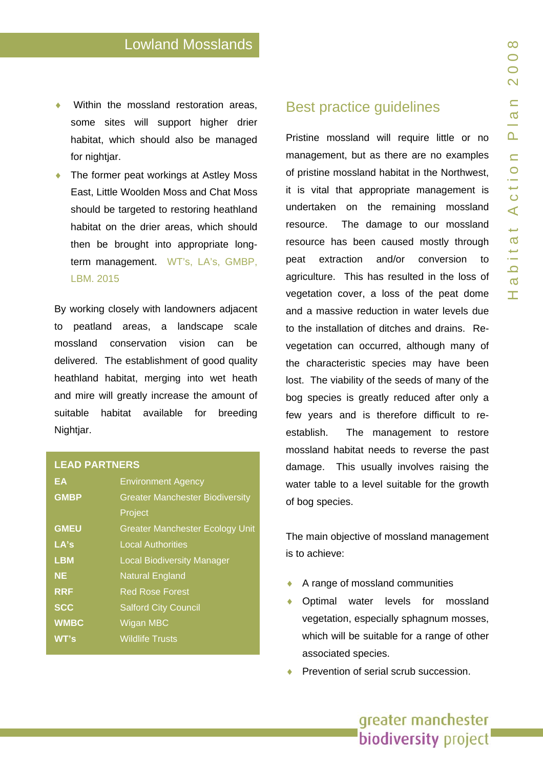- Within the mossland restoration areas, some sites will support higher drier habitat, which should also be managed for nightjar.
- The former peat workings at Astley Moss East, Little Woolden Moss and Chat Moss should be targeted to restoring heathland habitat on the drier areas, which should then be brought into appropriate long-term management. WT's, LA's, GMBP, LBM. 2015

By working closely with landowners adjacent to peatland areas, a landscape scale mossland conservation vision can be delivered. The establishment of good quality heathland habitat, merging into wet heath and mire will greatly increase the amount of suitable habitat available for breeding Nightjar.

**LEAD PARTNERS**

| | |
|---|---|
| **EA** | Environment Agency |
| **GMBP** | Greater Manchester Biodiversity Project |
| **GMEU** | Greater Manchester Ecology Unit |
| **LA's** | Local Authorities |
| **LBM** | Local Biodiversity Manager |
| **NE** | Natural England |
| **RRF** | Red Rose Forest |
| **SCC** | Salford City Council |
| **WMBC** | Wigan MBC |
| **WT's** | Wildlife Trusts |

## Best practice guidelines

Pristine mossland will require little or no management, but as there are no examples of pristine mossland habitat in the Northwest, it is vital that appropriate management is undertaken on the remaining mossland resource. The damage to our mossland resource has been caused mostly through peat extraction and/or conversion to agriculture. This has resulted in the loss of vegetation cover, a loss of the peat dome and a massive reduction in water levels due to the installation of ditches and drains. Re-vegetation can occurred, although many of the characteristic species may have been lost. The viability of the seeds of many of the bog species is greatly reduced after only a few years and is therefore difficult to re-establish. The management to restore mossland habitat needs to reverse the past damage. This usually involves raising the water table to a level suitable for the growth of bog species.

The main objective of mossland management is to achieve:

- A range of mossland communities
- Optimal water levels for mossland vegetation, especially sphagnum mosses, which will be suitable for a range of other associated species.
- Prevention of serial scrub succession.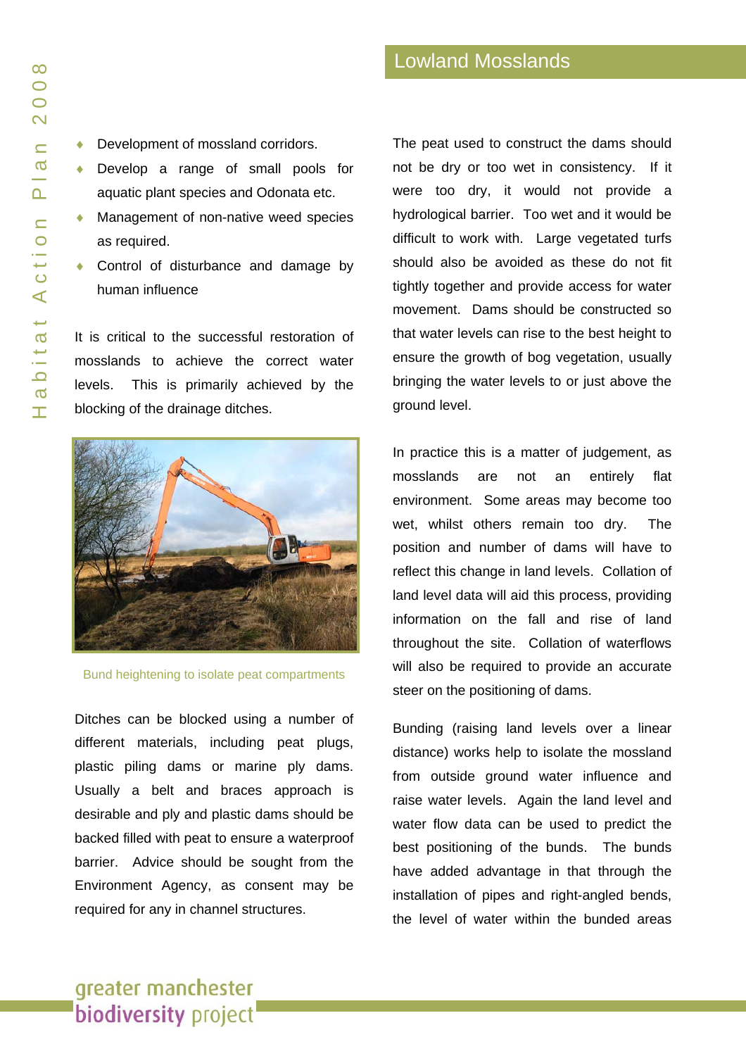## Lowland Mosslands

- Development of mossland corridors.
- Develop a range of small pools for aquatic plant species and Odonata etc.
- Management of non-native weed species as required.
- Control of disturbance and damage by human influence

It is critical to the successful restoration of mosslands to achieve the correct water levels. This is primarily achieved by the blocking of the drainage ditches.

Bund heightening to isolate peat compartments

Ditches can be blocked using a number of different materials, including peat plugs, plastic piling dams or marine ply dams. Usually a belt and braces approach is desirable and ply and plastic dams should be backed filled with peat to ensure a waterproof barrier. Advice should be sought from the Environment Agency, as consent may be required for any in channel structures.

The peat used to construct the dams should not be dry or too wet in consistency. If it were too dry, it would not provide a hydrological barrier. Too wet and it would be difficult to work with. Large vegetated turfs should also be avoided as these do not fit tightly together and provide access for water movement. Dams should be constructed so that water levels can rise to the best height to ensure the growth of bog vegetation, usually bringing the water levels to or just above the ground level.

In practice this is a matter of judgement, as mosslands are not an entirely flat environment. Some areas may become too wet, whilst others remain too dry. The position and number of dams will have to reflect this change in land levels. Collation of land level data will aid this process, providing information on the fall and rise of land throughout the site. Collation of waterflows will also be required to provide an accurate steer on the positioning of dams.

Bunding (raising land levels over a linear distance) works help to isolate the mossland from outside ground water influence and raise water levels. Again the land level and water flow data can be used to predict the best positioning of the bunds. The bunds have added advantage in that through the installation of pipes and right-angled bends, the level of water within the bunded areas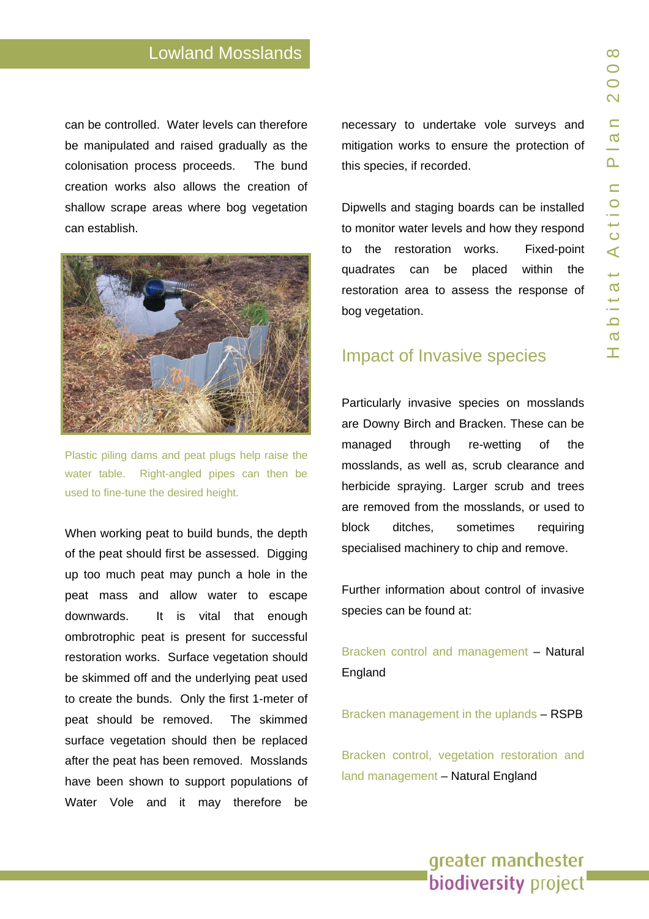can be controlled. Water levels can therefore be manipulated and raised gradually as the colonisation process proceeds. The bund creation works also allows the creation of shallow scrape areas where bog vegetation can establish.

Plastic piling dams and peat plugs help raise the water table. Right-angled pipes can then be used to fine-tune the desired height.

When working peat to build bunds, the depth of the peat should first be assessed. Digging up too much peat may punch a hole in the peat mass and allow water to escape downwards. It is vital that enough ombrotrophic peat is present for successful restoration works. Surface vegetation should be skimmed off and the underlying peat used to create the bunds. Only the first 1-meter of peat should be removed. The skimmed surface vegetation should then be replaced after the peat has been removed. Mosslands have been shown to support populations of Water Vole and it may therefore be necessary to undertake vole surveys and mitigation works to ensure the protection of this species, if recorded.

Dipwells and staging boards can be installed to monitor water levels and how they respond to the restoration works. Fixed-point quadrates can be placed within the restoration area to assess the response of bog vegetation.

## Impact of Invasive species

Particularly invasive species on mosslands are Downy Birch and Bracken. These can be managed through re-wetting of the mosslands, as well as, scrub clearance and herbicide spraying. Larger scrub and trees are removed from the mosslands, or used to block ditches, sometimes requiring specialised machinery to chip and remove.

Further information about control of invasive species can be found at:

Bracken control and management – Natural England

Bracken management in the uplands – RSPB

Bracken control, vegetation restoration and land management – Natural England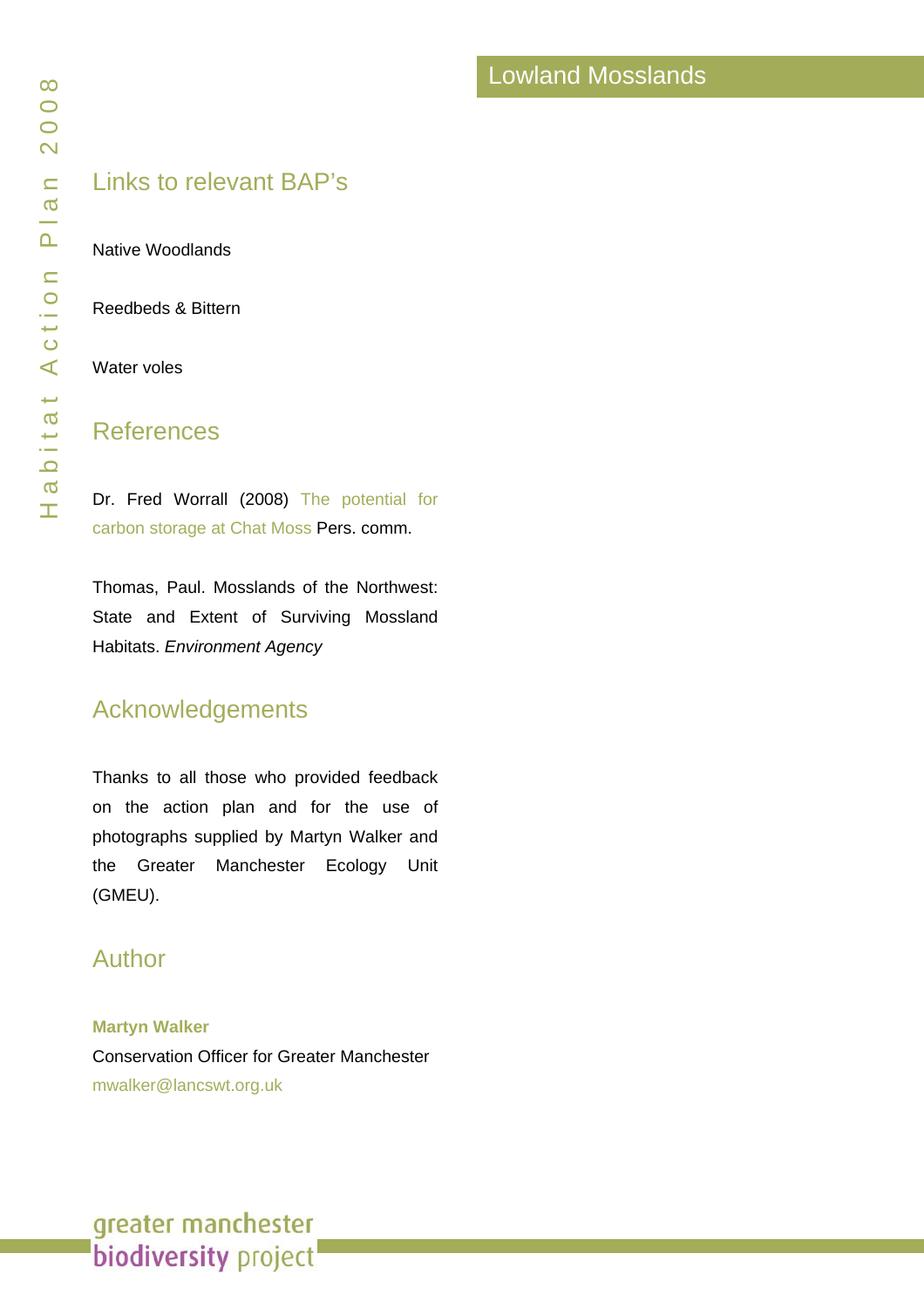## Links to relevant BAP's

Native Woodlands

Reedbeds & Bittern

Water voles

## References

Dr. Fred Worrall (2008) The potential for carbon storage at Chat Moss Pers. comm.

Thomas, Paul. Mosslands of the Northwest: State and Extent of Surviving Mossland Habitats. *Environment Agency*

## Acknowledgements

Thanks to all those who provided feedback on the action plan and for the use of photographs supplied by Martyn Walker and the Greater Manchester Ecology Unit (GMEU).

## Author

**Martyn Walker**
Conservation Officer for Greater Manchester
mwalker@lancswt.org.uk